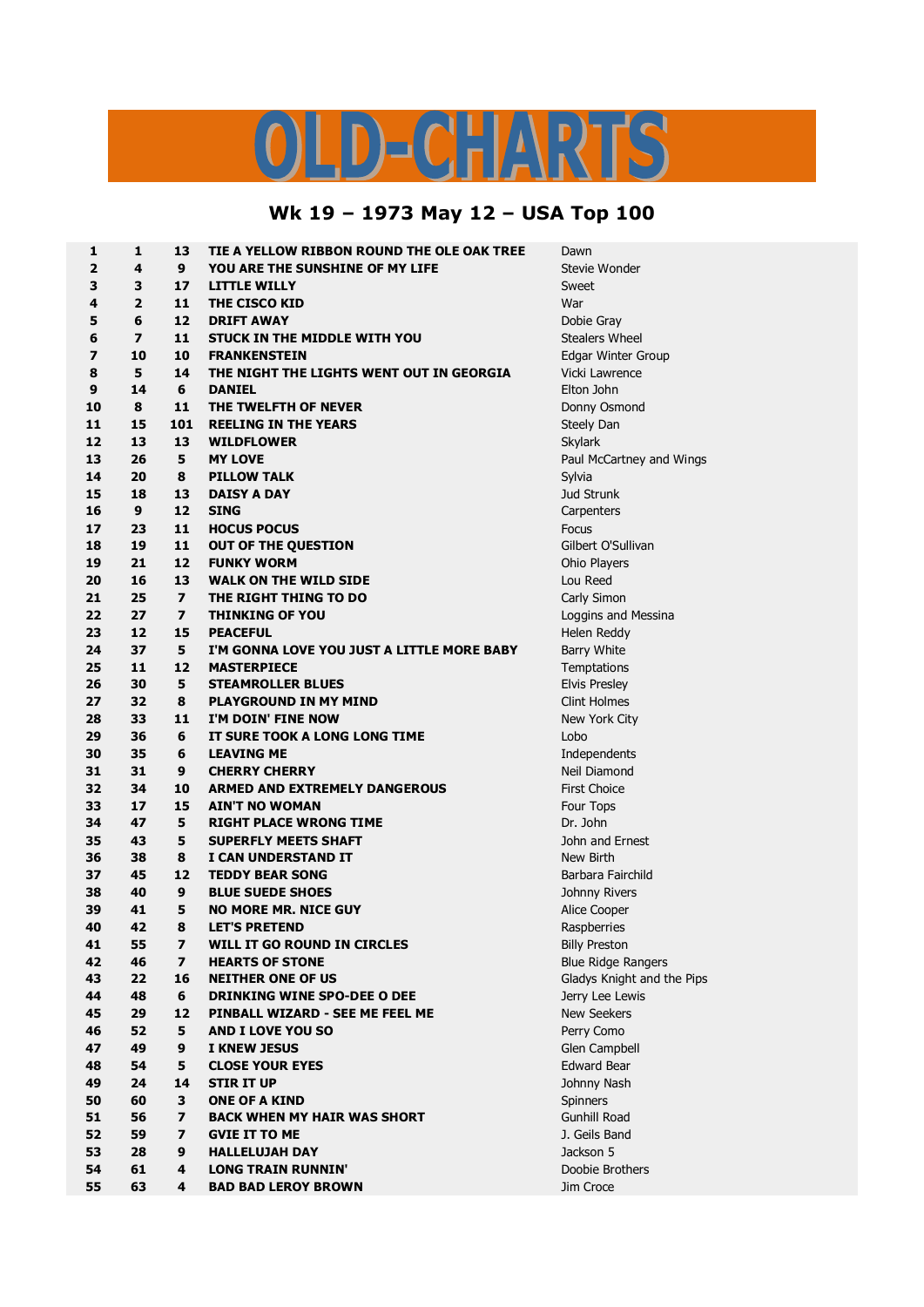# OLD-CHARTS

## Wk 19 – 1973 May 12 – USA Top 100

| | | | | |
|---|---|---|---|---|
| 1 | 1 | 13 | TIE A YELLOW RIBBON ROUND THE OLE OAK TREE | Dawn |
| 2 | 4 | 9 | YOU ARE THE SUNSHINE OF MY LIFE | Stevie Wonder |
| 3 | 3 | 17 | LITTLE WILLY | Sweet |
| 4 | 2 | 11 | THE CISCO KID | War |
| 5 | 6 | 12 | DRIFT AWAY | Dobie Gray |
| 6 | 7 | 11 | STUCK IN THE MIDDLE WITH YOU | Stealers Wheel |
| 7 | 10 | 10 | FRANKENSTEIN | Edgar Winter Group |
| 8 | 5 | 14 | THE NIGHT THE LIGHTS WENT OUT IN GEORGIA | Vicki Lawrence |
| 9 | 14 | 6 | DANIEL | Elton John |
| 10 | 8 | 11 | THE TWELFTH OF NEVER | Donny Osmond |
| 11 | 15 | 101 | REELING IN THE YEARS | Steely Dan |
| 12 | 13 | 13 | WILDFLOWER | Skylark |
| 13 | 26 | 5 | MY LOVE | Paul McCartney and Wings |
| 14 | 20 | 8 | PILLOW TALK | Sylvia |
| 15 | 18 | 13 | DAISY A DAY | Jud Strunk |
| 16 | 9 | 12 | SING | Carpenters |
| 17 | 23 | 11 | HOCUS POCUS | Focus |
| 18 | 19 | 11 | OUT OF THE QUESTION | Gilbert O'Sullivan |
| 19 | 21 | 12 | FUNKY WORM | Ohio Players |
| 20 | 16 | 13 | WALK ON THE WILD SIDE | Lou Reed |
| 21 | 25 | 7 | THE RIGHT THING TO DO | Carly Simon |
| 22 | 27 | 7 | THINKING OF YOU | Loggins and Messina |
| 23 | 12 | 15 | PEACEFUL | Helen Reddy |
| 24 | 37 | 5 | I'M GONNA LOVE YOU JUST A LITTLE MORE BABY | Barry White |
| 25 | 11 | 12 | MASTERPIECE | Temptations |
| 26 | 30 | 5 | STEAMROLLER BLUES | Elvis Presley |
| 27 | 32 | 8 | PLAYGROUND IN MY MIND | Clint Holmes |
| 28 | 33 | 11 | I'M DOIN' FINE NOW | New York City |
| 29 | 36 | 6 | IT SURE TOOK A LONG LONG TIME | Lobo |
| 30 | 35 | 6 | LEAVING ME | Independents |
| 31 | 31 | 9 | CHERRY CHERRY | Neil Diamond |
| 32 | 34 | 10 | ARMED AND EXTREMELY DANGEROUS | First Choice |
| 33 | 17 | 15 | AIN'T NO WOMAN | Four Tops |
| 34 | 47 | 5 | RIGHT PLACE WRONG TIME | Dr. John |
| 35 | 43 | 5 | SUPERFLY MEETS SHAFT | John and Ernest |
| 36 | 38 | 8 | I CAN UNDERSTAND IT | New Birth |
| 37 | 45 | 12 | TEDDY BEAR SONG | Barbara Fairchild |
| 38 | 40 | 9 | BLUE SUEDE SHOES | Johnny Rivers |
| 39 | 41 | 5 | NO MORE MR. NICE GUY | Alice Cooper |
| 40 | 42 | 8 | LET'S PRETEND | Raspberries |
| 41 | 55 | 7 | WILL IT GO ROUND IN CIRCLES | Billy Preston |
| 42 | 46 | 7 | HEARTS OF STONE | Blue Ridge Rangers |
| 43 | 22 | 16 | NEITHER ONE OF US | Gladys Knight and the Pips |
| 44 | 48 | 6 | DRINKING WINE SPO-DEE O DEE | Jerry Lee Lewis |
| 45 | 29 | 12 | PINBALL WIZARD - SEE ME FEEL ME | New Seekers |
| 46 | 52 | 5 | AND I LOVE YOU SO | Perry Como |
| 47 | 49 | 9 | I KNEW JESUS | Glen Campbell |
| 48 | 54 | 5 | CLOSE YOUR EYES | Edward Bear |
| 49 | 24 | 14 | STIR IT UP | Johnny Nash |
| 50 | 60 | 3 | ONE OF A KIND | Spinners |
| 51 | 56 | 7 | BACK WHEN MY HAIR WAS SHORT | Gunhill Road |
| 52 | 59 | 7 | GVIE IT TO ME | J. Geils Band |
| 53 | 28 | 9 | HALLELUJAH DAY | Jackson 5 |
| 54 | 61 | 4 | LONG TRAIN RUNNIN' | Doobie Brothers |
| 55 | 63 | 4 | BAD BAD LEROY BROWN | Jim Croce |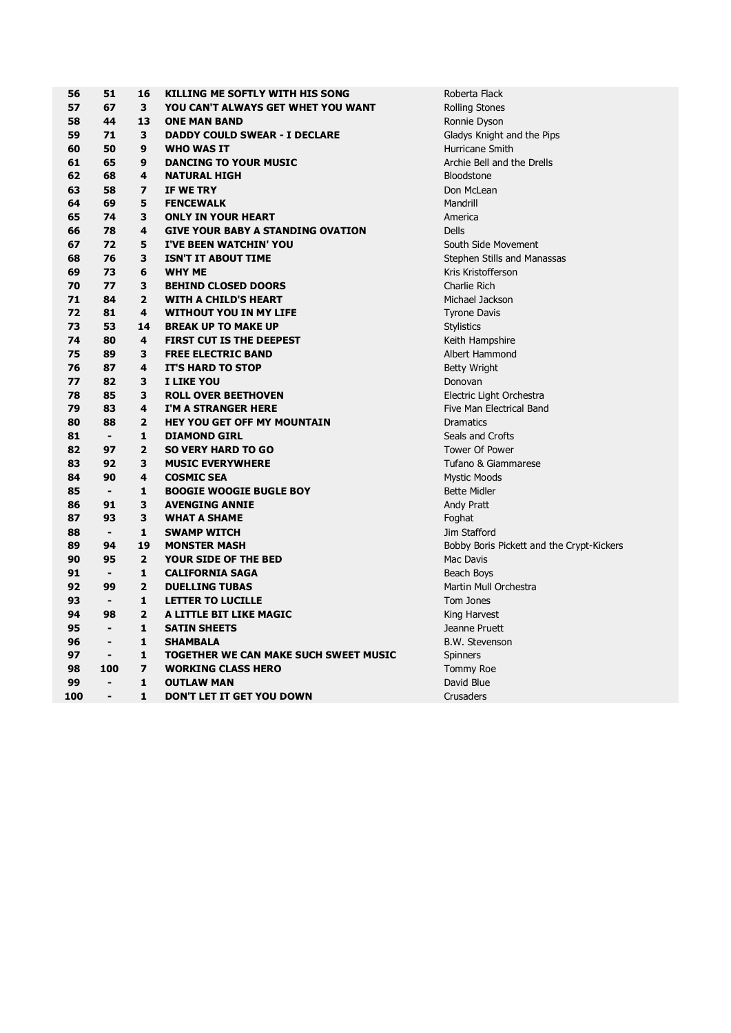| | | | | |
|---|---|---|---|---|
| **56** | **51** | **16** | **KILLING ME SOFTLY WITH HIS SONG** | Roberta Flack |
| **57** | **67** | **3** | **YOU CAN'T ALWAYS GET WHET YOU WANT** | Rolling Stones |
| **58** | **44** | **13** | **ONE MAN BAND** | Ronnie Dyson |
| **59** | **71** | **3** | **DADDY COULD SWEAR - I DECLARE** | Gladys Knight and the Pips |
| **60** | **50** | **9** | **WHO WAS IT** | Hurricane Smith |
| **61** | **65** | **9** | **DANCING TO YOUR MUSIC** | Archie Bell and the Drells |
| **62** | **68** | **4** | **NATURAL HIGH** | Bloodstone |
| **63** | **58** | **7** | **IF WE TRY** | Don McLean |
| **64** | **69** | **5** | **FENCEWALK** | Mandrill |
| **65** | **74** | **3** | **ONLY IN YOUR HEART** | America |
| **66** | **78** | **4** | **GIVE YOUR BABY A STANDING OVATION** | Dells |
| **67** | **72** | **5** | **I'VE BEEN WATCHIN' YOU** | South Side Movement |
| **68** | **76** | **3** | **ISN'T IT ABOUT TIME** | Stephen Stills and Manassas |
| **69** | **73** | **6** | **WHY ME** | Kris Kristofferson |
| **70** | **77** | **3** | **BEHIND CLOSED DOORS** | Charlie Rich |
| **71** | **84** | **2** | **WITH A CHILD'S HEART** | Michael Jackson |
| **72** | **81** | **4** | **WITHOUT YOU IN MY LIFE** | Tyrone Davis |
| **73** | **53** | **14** | **BREAK UP TO MAKE UP** | Stylistics |
| **74** | **80** | **4** | **FIRST CUT IS THE DEEPEST** | Keith Hampshire |
| **75** | **89** | **3** | **FREE ELECTRIC BAND** | Albert Hammond |
| **76** | **87** | **4** | **IT'S HARD TO STOP** | Betty Wright |
| **77** | **82** | **3** | **I LIKE YOU** | Donovan |
| **78** | **85** | **3** | **ROLL OVER BEETHOVEN** | Electric Light Orchestra |
| **79** | **83** | **4** | **I'M A STRANGER HERE** | Five Man Electrical Band |
| **80** | **88** | **2** | **HEY YOU GET OFF MY MOUNTAIN** | Dramatics |
| **81** | **-** | **1** | **DIAMOND GIRL** | Seals and Crofts |
| **82** | **97** | **2** | **SO VERY HARD TO GO** | Tower Of Power |
| **83** | **92** | **3** | **MUSIC EVERYWHERE** | Tufano & Giammarese |
| **84** | **90** | **4** | **COSMIC SEA** | Mystic Moods |
| **85** | **-** | **1** | **BOOGIE WOOGIE BUGLE BOY** | Bette Midler |
| **86** | **91** | **3** | **AVENGING ANNIE** | Andy Pratt |
| **87** | **93** | **3** | **WHAT A SHAME** | Foghat |
| **88** | **-** | **1** | **SWAMP WITCH** | Jim Stafford |
| **89** | **94** | **19** | **MONSTER MASH** | Bobby Boris Pickett and the Crypt-Kickers |
| **90** | **95** | **2** | **YOUR SIDE OF THE BED** | Mac Davis |
| **91** | **-** | **1** | **CALIFORNIA SAGA** | Beach Boys |
| **92** | **99** | **2** | **DUELLING TUBAS** | Martin Mull Orchestra |
| **93** | **-** | **1** | **LETTER TO LUCILLE** | Tom Jones |
| **94** | **98** | **2** | **A LITTLE BIT LIKE MAGIC** | King Harvest |
| **95** | **-** | **1** | **SATIN SHEETS** | Jeanne Pruett |
| **96** | **-** | **1** | **SHAMBALA** | B.W. Stevenson |
| **97** | **-** | **1** | **TOGETHER WE CAN MAKE SUCH SWEET MUSIC** | Spinners |
| **98** | **100** | **7** | **WORKING CLASS HERO** | Tommy Roe |
| **99** | **-** | **1** | **OUTLAW MAN** | David Blue |
| **100** | **-** | **1** | **DON'T LET IT GET YOU DOWN** | Crusaders |